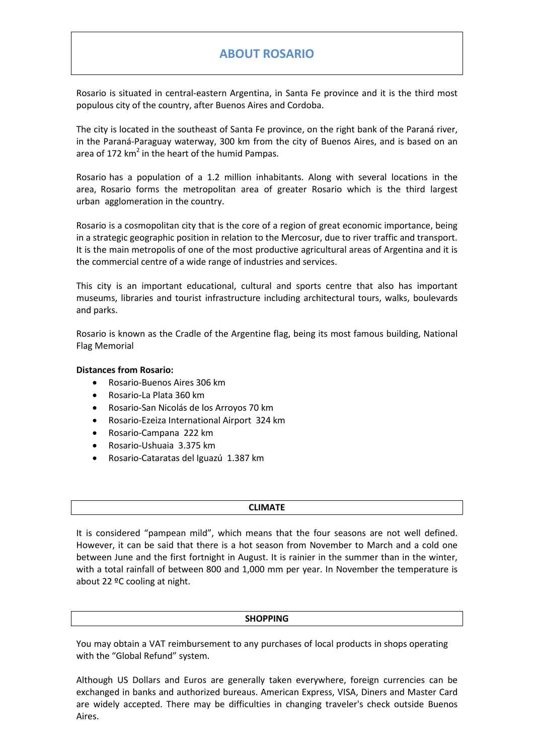# ABOUT ROSARIO

Rosario is situated in central-eastern Argentina, in Santa Fe province and it is the third most populous city of the country, after Buenos Aires and Cordoba.

The city is located in the southeast of Santa Fe province, on the right bank of the Paraná river, in the Paraná-Paraguay waterway, 300 km from the city of Buenos Aires, and is based on an area of 172 $km^2$ in the heart of the humid Pampas.

Rosario has a population of a 1.2 million inhabitants. Along with several locations in the area, Rosario forms the metropolitan area of greater Rosario which is the third largest urban agglomeration in the country.

Rosario is a cosmopolitan city that is the core of a region of great economic importance, being in a strategic geographic position in relation to the Mercosur, due to river traffic and transport. It is the main metropolis of one of the most productive agricultural areas of Argentina and it is the commercial centre of a wide range of industries and services.

This city is an important educational, cultural and sports centre that also has important museums, libraries and tourist infrastructure including architectural tours, walks, boulevards and parks.

Rosario is known as the Cradle of the Argentine flag, being its most famous building, National Flag Memorial

**Distances from Rosario:**

- Rosario-Buenos Aires 306 km
- Rosario-La Plata 360 km
- Rosario-San Nicolás de los Arroyos 70 km
- Rosario-Ezeiza International Airport 324 km
- Rosario-Campana 222 km
- Rosario-Ushuaia 3.375 km
- Rosario-Cataratas del Iguazú 1.387 km

## CLIMATE

It is considered "pampean mild", which means that the four seasons are not well defined. However, it can be said that there is a hot season from November to March and a cold one between June and the first fortnight in August. It is rainier in the summer than in the winter, with a total rainfall of between 800 and 1,000 mm per year. In November the temperature is about 22 ºC cooling at night.

## SHOPPING

You may obtain a VAT reimbursement to any purchases of local products in shops operating with the "Global Refund" system.

Although US Dollars and Euros are generally taken everywhere, foreign currencies can be exchanged in banks and authorized bureaus. American Express, VISA, Diners and Master Card are widely accepted. There may be difficulties in changing traveler's check outside Buenos Aires.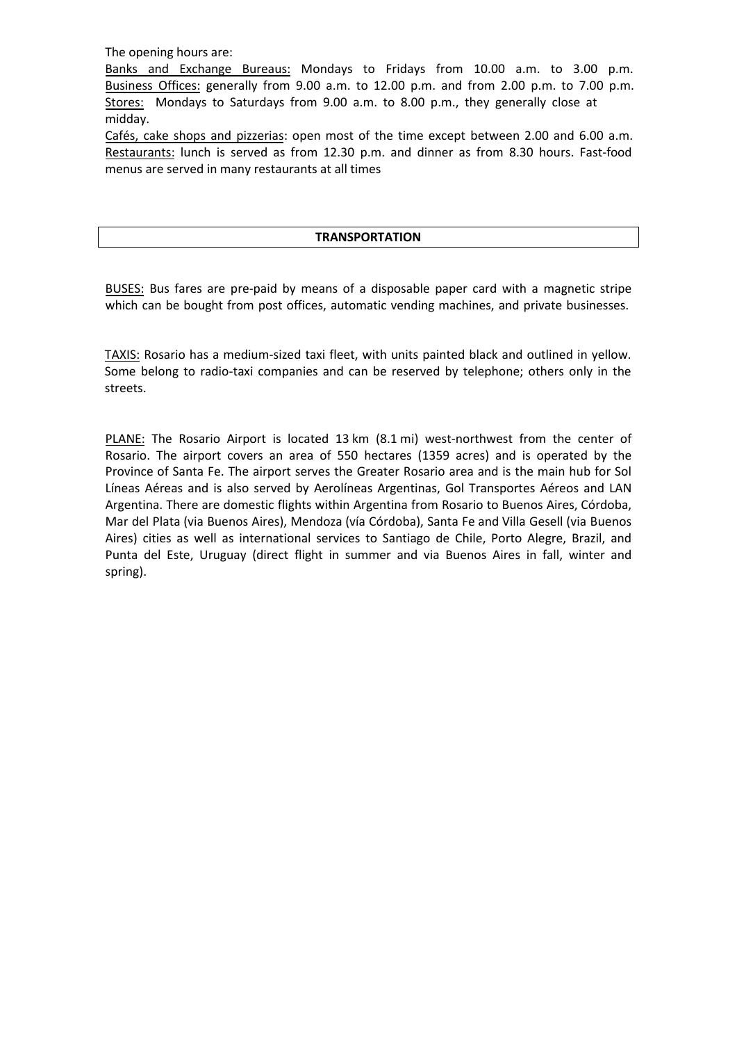The opening hours are:

Banks and Exchange Bureaus: Mondays to Fridays from 10.00 a.m. to 3.00 p.m.
Business Offices: generally from 9.00 a.m. to 12.00 p.m. and from 2.00 p.m. to 7.00 p.m.
Stores: Mondays to Saturdays from 9.00 a.m. to 8.00 p.m., they generally close at midday.

Cafés, cake shops and pizzerias: open most of the time except between 2.00 and 6.00 a.m.
Restaurants: lunch is served as from 12.30 p.m. and dinner as from 8.30 hours. Fast-food menus are served in many restaurants at all times

## TRANSPORTATION

BUSES: Bus fares are pre-paid by means of a disposable paper card with a magnetic stripe which can be bought from post offices, automatic vending machines, and private businesses.

TAXIS: Rosario has a medium-sized taxi fleet, with units painted black and outlined in yellow. Some belong to radio-taxi companies and can be reserved by telephone; others only in the streets.

PLANE: The Rosario Airport is located 13 km (8.1 mi) west-northwest from the center of Rosario. The airport covers an area of 550 hectares (1359 acres) and is operated by the Province of Santa Fe. The airport serves the Greater Rosario area and is the main hub for Sol Líneas Aéreas and is also served by Aerolíneas Argentinas, Gol Transportes Aéreos and LAN Argentina. There are domestic flights within Argentina from Rosario to Buenos Aires, Córdoba, Mar del Plata (via Buenos Aires), Mendoza (vía Córdoba), Santa Fe and Villa Gesell (via Buenos Aires) cities as well as international services to Santiago de Chile, Porto Alegre, Brazil, and Punta del Este, Uruguay (direct flight in summer and via Buenos Aires in fall, winter and spring).